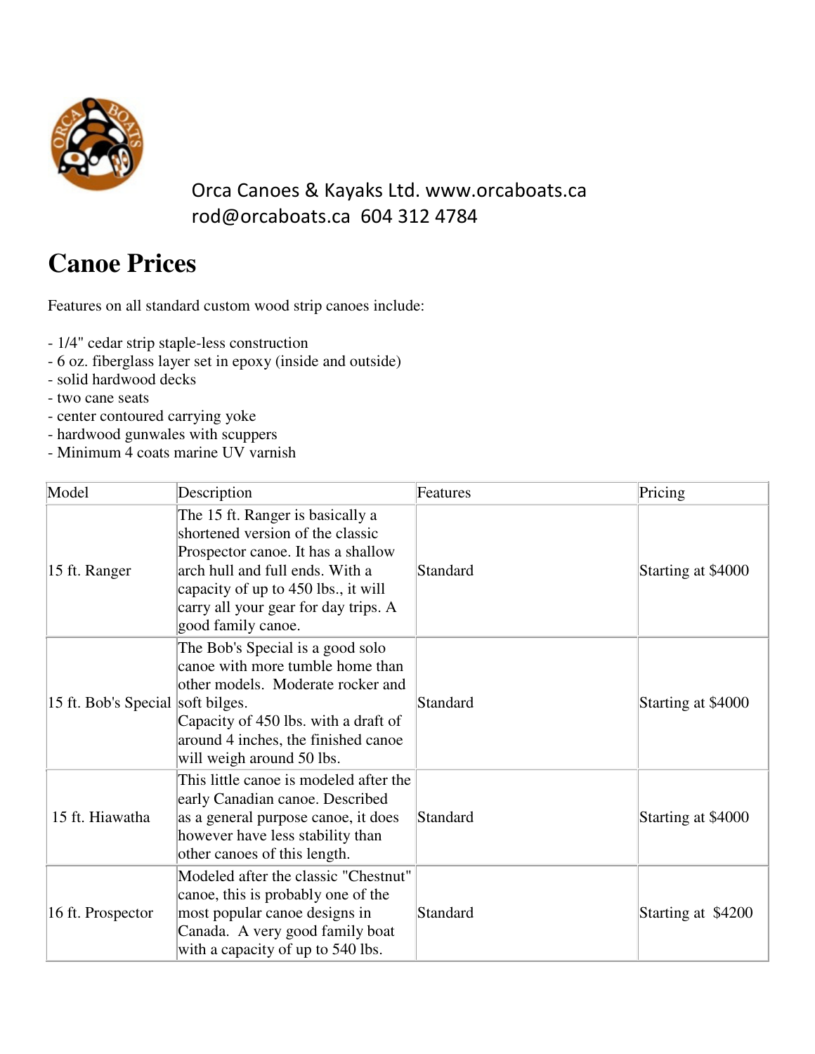Orca Canoes & Kayaks Ltd. www.orcaboats.ca
rod@orcaboats.ca 604 312 4784

# Canoe Prices

Features on all standard custom wood strip canoes include:

- 1/4" cedar strip staple-less construction
- 6 oz. fiberglass layer set in epoxy (inside and outside)
- solid hardwood decks
- two cane seats
- center contoured carrying yoke
- hardwood gunwales with scuppers
- Minimum 4 coats marine UV varnish

| Model | Description | Features | Pricing |
|---|---|---|---|
| 15 ft. Ranger | The 15 ft. Ranger is basically a shortened version of the classic Prospector canoe. It has a shallow arch hull and full ends. With a capacity of up to 450 lbs., it will carry all your gear for day trips. A good family canoe. | Standard | Starting at $4000 |
| 15 ft. Bob's Special | The Bob's Special is a good solo canoe with more tumble home than other models. Moderate rocker and soft bilges. Capacity of 450 lbs. with a draft of around 4 inches, the finished canoe will weigh around 50 lbs. | Standard | Starting at $4000 |
| 15 ft. Hiawatha | This little canoe is modeled after the early Canadian canoe. Described as a general purpose canoe, it does however have less stability than other canoes of this length. | Standard | Starting at $4000 |
| 16 ft. Prospector | Modeled after the classic "Chestnut" canoe, this is probably one of the most popular canoe designs in Canada. A very good family boat with a capacity of up to 540 lbs. | Standard | Starting at $4200 |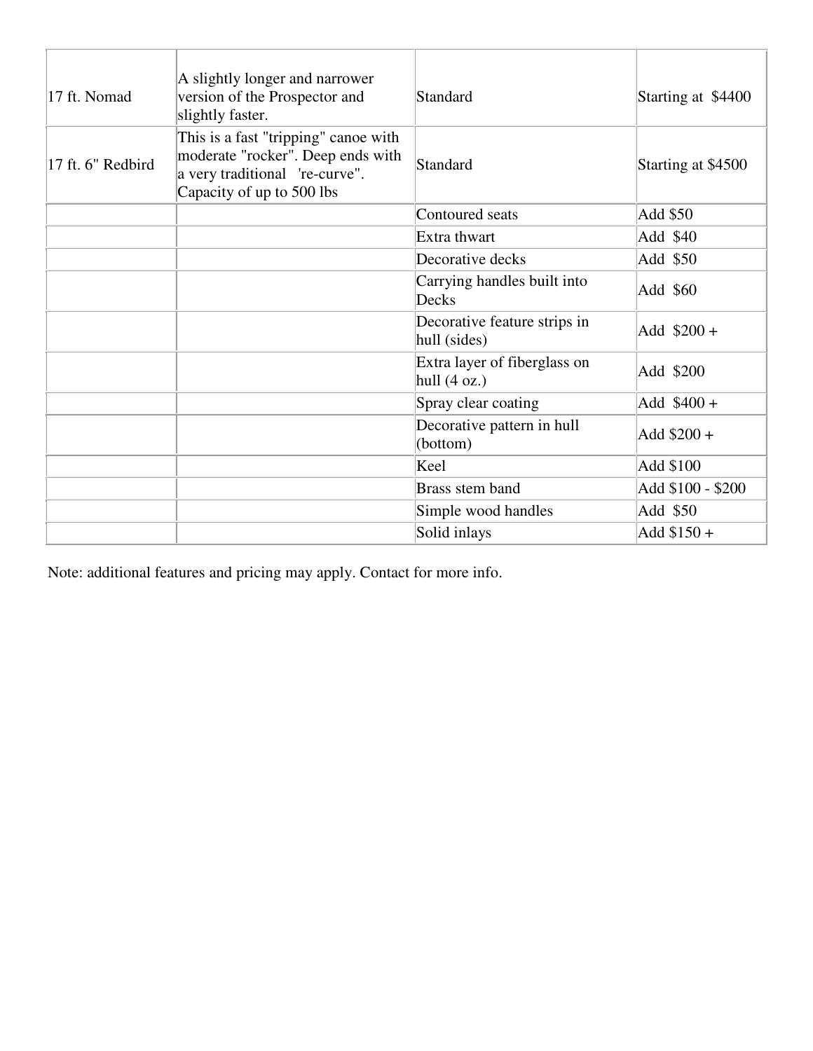| | | | |
|---|---|---|---|
| 17 ft. Nomad | A slightly longer and narrower version of the Prospector and slightly faster. | Standard | Starting at $4400 |
| 17 ft. 6" Redbird | This is a fast "tripping" canoe with moderate "rocker". Deep ends with a very traditional 're-curve". Capacity of up to 500 lbs | Standard | Starting at $4500 |
| | | Contoured seats | Add $50 |
| | | Extra thwart | Add $40 |
| | | Decorative decks | Add $50 |
| | | Carrying handles built into Decks | Add $60 |
| | | Decorative feature strips in hull (sides) | Add $200 + |
| | | Extra layer of fiberglass on hull (4 oz.) | Add $200 |
| | | Spray clear coating | Add $400 + |
| | | Decorative pattern in hull (bottom) | Add $200 + |
| | | Keel | Add $100 |
| | | Brass stem band | Add $100 - $200 |
| | | Simple wood handles | Add $50 |
| | | Solid inlays | Add $150 + |

Note: additional features and pricing may apply. Contact for more info.